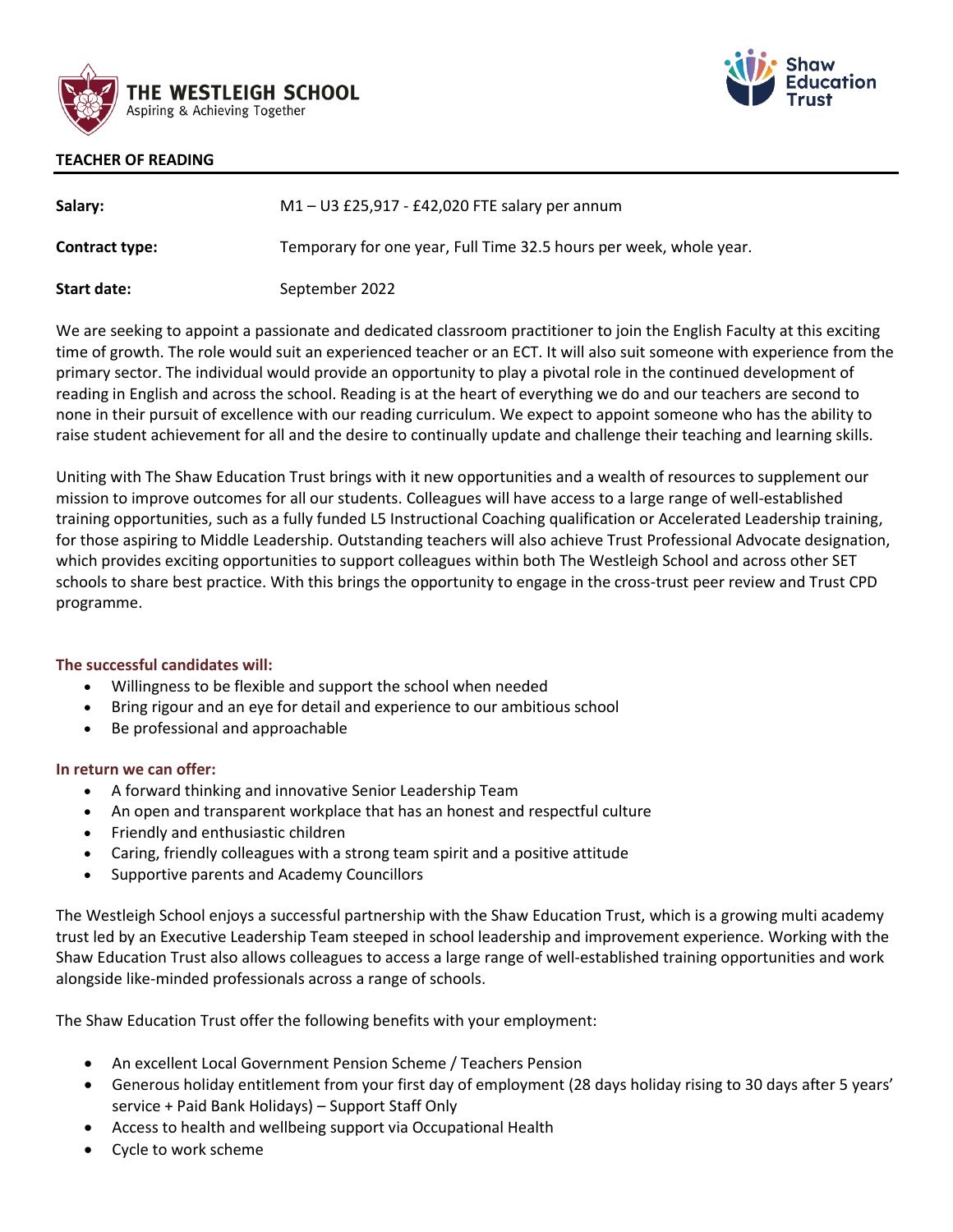THE WESTLEIGH SCHOOL
Aspiring & Achieving Together

Shaw Education Trust

**TEACHER OF READING**

| | |
|---|---|
| **Salary:** | M1 – U3 £25,917 - £42,020 FTE salary per annum |
| **Contract type:** | Temporary for one year, Full Time 32.5 hours per week, whole year. |
| **Start date:** | September 2022 |

We are seeking to appoint a passionate and dedicated classroom practitioner to join the English Faculty at this exciting time of growth. The role would suit an experienced teacher or an ECT. It will also suit someone with experience from the primary sector. The individual would provide an opportunity to play a pivotal role in the continued development of reading in English and across the school. Reading is at the heart of everything we do and our teachers are second to none in their pursuit of excellence with our reading curriculum. We expect to appoint someone who has the ability to raise student achievement for all and the desire to continually update and challenge their teaching and learning skills.

Uniting with The Shaw Education Trust brings with it new opportunities and a wealth of resources to supplement our mission to improve outcomes for all our students. Colleagues will have access to a large range of well-established training opportunities, such as a fully funded L5 Instructional Coaching qualification or Accelerated Leadership training, for those aspiring to Middle Leadership. Outstanding teachers will also achieve Trust Professional Advocate designation, which provides exciting opportunities to support colleagues within both The Westleigh School and across other SET schools to share best practice. With this brings the opportunity to engage in the cross-trust peer review and Trust CPD programme.

**The successful candidates will:**

- Willingness to be flexible and support the school when needed
- Bring rigour and an eye for detail and experience to our ambitious school
- Be professional and approachable

**In return we can offer:**

- A forward thinking and innovative Senior Leadership Team
- An open and transparent workplace that has an honest and respectful culture
- Friendly and enthusiastic children
- Caring, friendly colleagues with a strong team spirit and a positive attitude
- Supportive parents and Academy Councillors

The Westleigh School enjoys a successful partnership with the Shaw Education Trust, which is a growing multi academy trust led by an Executive Leadership Team steeped in school leadership and improvement experience. Working with the Shaw Education Trust also allows colleagues to access a large range of well-established training opportunities and work alongside like-minded professionals across a range of schools.

The Shaw Education Trust offer the following benefits with your employment:

- An excellent Local Government Pension Scheme / Teachers Pension
- Generous holiday entitlement from your first day of employment (28 days holiday rising to 30 days after 5 years' service + Paid Bank Holidays) – Support Staff Only
- Access to health and wellbeing support via Occupational Health
- Cycle to work scheme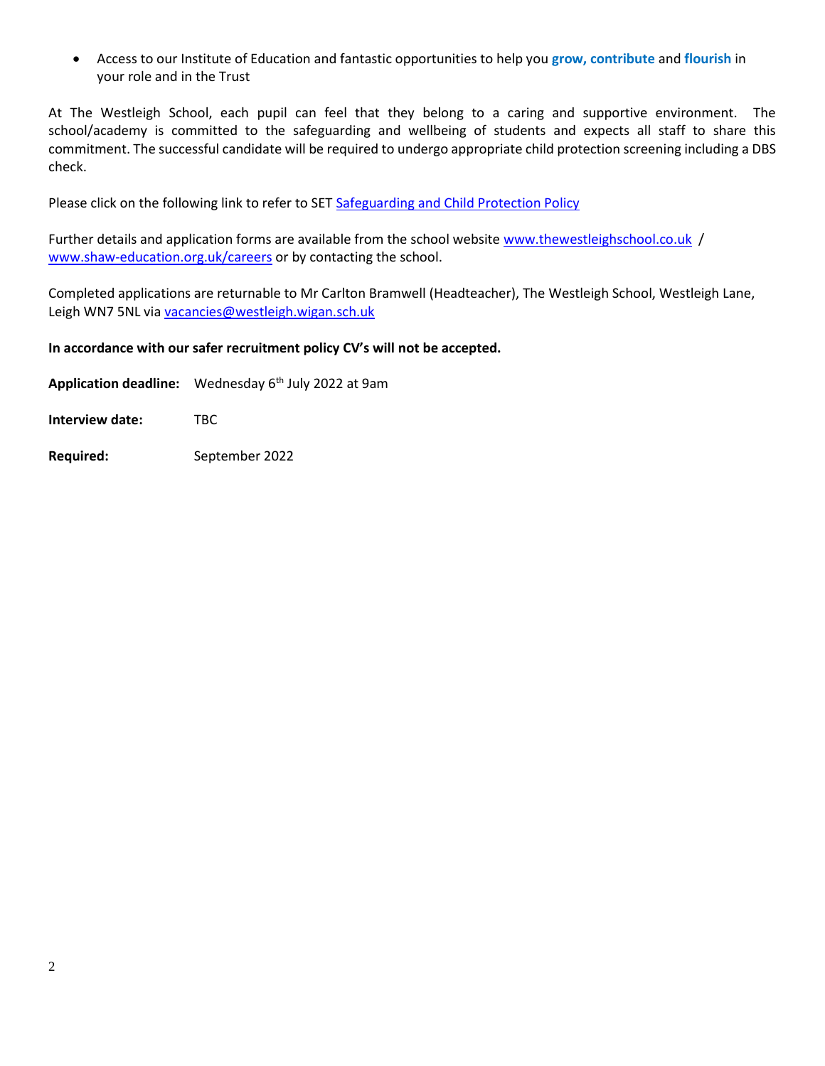- Access to our Institute of Education and fantastic opportunities to help you **grow, contribute** and **flourish** in your role and in the Trust

At The Westleigh School, each pupil can feel that they belong to a caring and supportive environment. The school/academy is committed to the safeguarding and wellbeing of students and expects all staff to share this commitment. The successful candidate will be required to undergo appropriate child protection screening including a DBS check.

Please click on the following link to refer to SET [Safeguarding and Child Protection Policy]

Further details and application forms are available from the school website www.thewestleighschool.co.uk / www.shaw-education.org.uk/careers or by contacting the school.

Completed applications are returnable to Mr Carlton Bramwell (Headteacher), The Westleigh School, Westleigh Lane, Leigh WN7 5NL via vacancies@westleigh.wigan.sch.uk

**In accordance with our safer recruitment policy CV's will not be accepted.**

**Application deadline:** Wednesday 6th July 2022 at 9am

**Interview date:** TBC

**Required:** September 2022